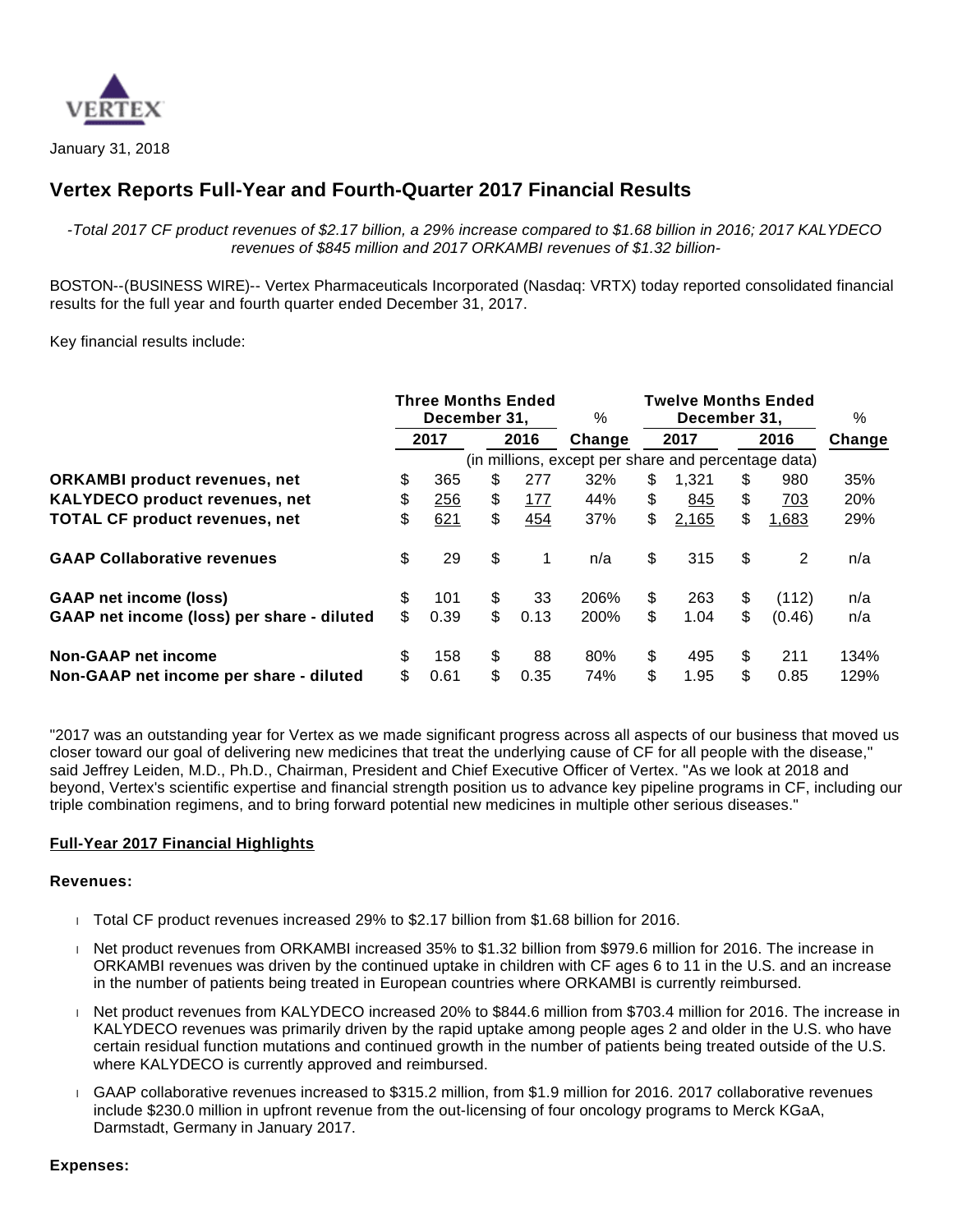VERTEX

January 31, 2018

# Vertex Reports Full-Year and Fourth-Quarter 2017 Financial Results

*-Total 2017 CF product revenues of $2.17 billion, a 29% increase compared to $1.68 billion in 2016; 2017 KALYDECO revenues of $845 million and 2017 ORKAMBI revenues of $1.32 billion-*

BOSTON--(BUSINESS WIRE)-- Vertex Pharmaceuticals Incorporated (Nasdaq: VRTX) today reported consolidated financial results for the full year and fourth quarter ended December 31, 2017.

Key financial results include:

| | Three Months Ended December 31, | | % | Twelve Months Ended December 31, | | % |
|---|---|---|---|---|---|---|
| | 2017 | 2016 | Change | 2017 | 2016 | Change |
| | (in millions, except per share and percentage data) | | | | | |
| **ORKAMBI product revenues, net** | $ 365 | $ 277 | 32% | $ 1,321 | $ 980 | 35% |
| **KALYDECO product revenues, net** | $ 256 | $ 177 | 44% | $ 845 | $ 703 | 20% |
| **TOTAL CF product revenues, net** | $ 621 | $ 454 | 37% | $ 2,165 | $ 1,683 | 29% |
| **GAAP Collaborative revenues** | $ 29 | $ 1 | n/a | $ 315 | $ 2 | n/a |
| **GAAP net income (loss)** | $ 101 | $ 33 | 206% | $ 263 | $ (112) | n/a |
| **GAAP net income (loss) per share - diluted** | $ 0.39 | $ 0.13 | 200% | $ 1.04 | $ (0.46) | n/a |
| **Non-GAAP net income** | $ 158 | $ 88 | 80% | $ 495 | $ 211 | 134% |
| **Non-GAAP net income per share - diluted** | $ 0.61 | $ 0.35 | 74% | $ 1.95 | $ 0.85 | 129% |

"2017 was an outstanding year for Vertex as we made significant progress across all aspects of our business that moved us closer toward our goal of delivering new medicines that treat the underlying cause of CF for all people with the disease," said Jeffrey Leiden, M.D., Ph.D., Chairman, President and Chief Executive Officer of Vertex. "As we look at 2018 and beyond, Vertex's scientific expertise and financial strength position us to advance key pipeline programs in CF, including our triple combination regimens, and to bring forward potential new medicines in multiple other serious diseases."

## Full-Year 2017 Financial Highlights

### Revenues:

- Total CF product revenues increased 29% to $2.17 billion from $1.68 billion for 2016.
- Net product revenues from ORKAMBI increased 35% to $1.32 billion from $979.6 million for 2016. The increase in ORKAMBI revenues was driven by the continued uptake in children with CF ages 6 to 11 in the U.S. and an increase in the number of patients being treated in European countries where ORKAMBI is currently reimbursed.
- Net product revenues from KALYDECO increased 20% to $844.6 million from $703.4 million for 2016. The increase in KALYDECO revenues was primarily driven by the rapid uptake among people ages 2 and older in the U.S. who have certain residual function mutations and continued growth in the number of patients being treated outside of the U.S. where KALYDECO is currently approved and reimbursed.
- GAAP collaborative revenues increased to $315.2 million, from $1.9 million for 2016. 2017 collaborative revenues include $230.0 million in upfront revenue from the out-licensing of four oncology programs to Merck KGaA, Darmstadt, Germany in January 2017.

### Expenses: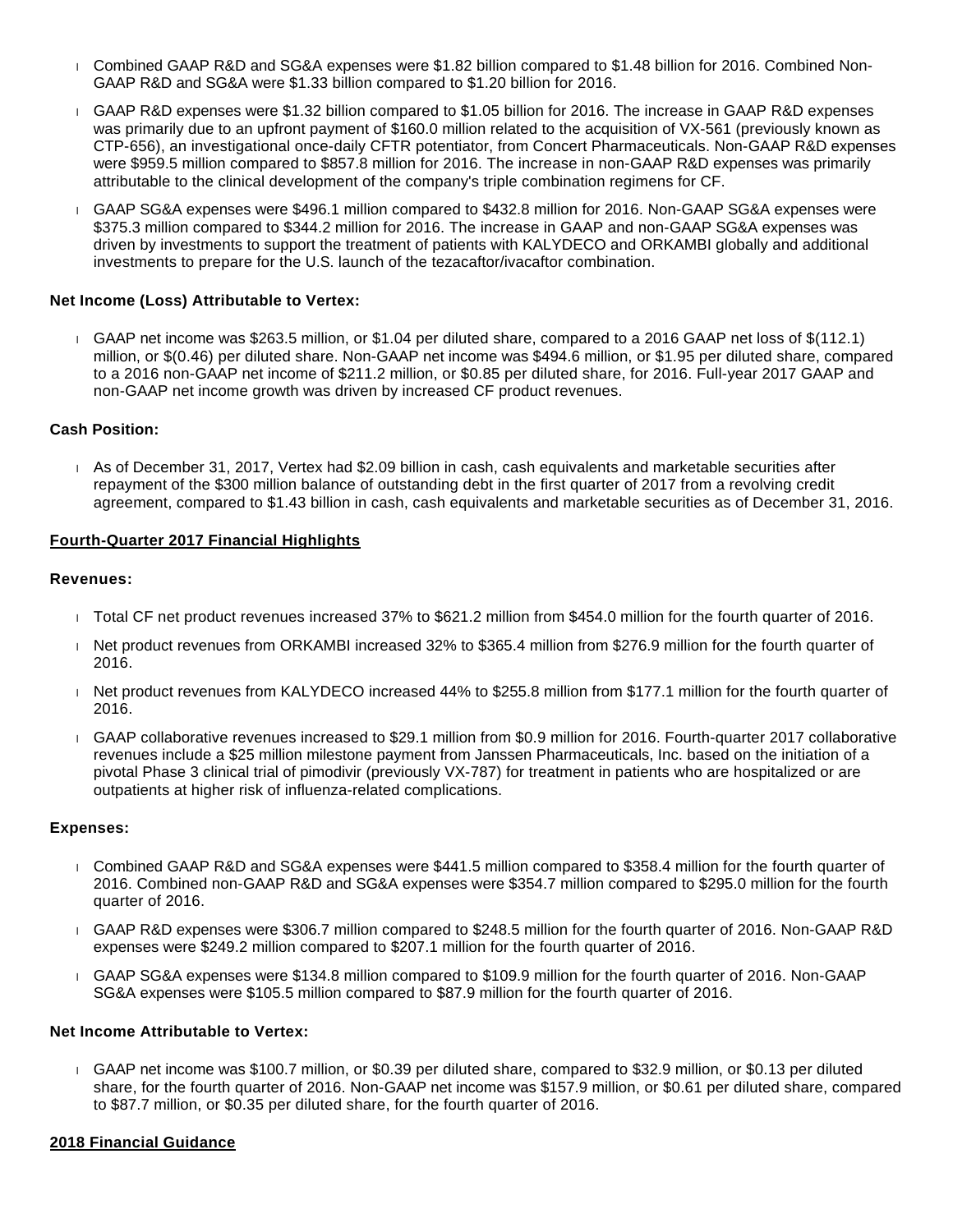- Combined GAAP R&D and SG&A expenses were $1.82 billion compared to $1.48 billion for 2016. Combined Non-GAAP R&D and SG&A were $1.33 billion compared to $1.20 billion for 2016.
- GAAP R&D expenses were $1.32 billion compared to $1.05 billion for 2016. The increase in GAAP R&D expenses was primarily due to an upfront payment of $160.0 million related to the acquisition of VX-561 (previously known as CTP-656), an investigational once-daily CFTR potentiator, from Concert Pharmaceuticals. Non-GAAP R&D expenses were $959.5 million compared to $857.8 million for 2016. The increase in non-GAAP R&D expenses was primarily attributable to the clinical development of the company's triple combination regimens for CF.
- GAAP SG&A expenses were $496.1 million compared to $432.8 million for 2016. Non-GAAP SG&A expenses were $375.3 million compared to $344.2 million for 2016. The increase in GAAP and non-GAAP SG&A expenses was driven by investments to support the treatment of patients with KALYDECO and ORKAMBI globally and additional investments to prepare for the U.S. launch of the tezacaftor/ivacaftor combination.

**Net Income (Loss) Attributable to Vertex:**

- GAAP net income was $263.5 million, or $1.04 per diluted share, compared to a 2016 GAAP net loss of $(112.1) million, or $(0.46) per diluted share. Non-GAAP net income was $494.6 million, or $1.95 per diluted share, compared to a 2016 non-GAAP net income of $211.2 million, or $0.85 per diluted share, for 2016. Full-year 2017 GAAP and non-GAAP net income growth was driven by increased CF product revenues.

**Cash Position:**

- As of December 31, 2017, Vertex had $2.09 billion in cash, cash equivalents and marketable securities after repayment of the $300 million balance of outstanding debt in the first quarter of 2017 from a revolving credit agreement, compared to $1.43 billion in cash, cash equivalents and marketable securities as of December 31, 2016.

## Fourth-Quarter 2017 Financial Highlights

**Revenues:**

- Total CF net product revenues increased 37% to $621.2 million from $454.0 million for the fourth quarter of 2016.
- Net product revenues from ORKAMBI increased 32% to $365.4 million from $276.9 million for the fourth quarter of 2016.
- Net product revenues from KALYDECO increased 44% to $255.8 million from $177.1 million for the fourth quarter of 2016.
- GAAP collaborative revenues increased to $29.1 million from $0.9 million for 2016. Fourth-quarter 2017 collaborative revenues include a $25 million milestone payment from Janssen Pharmaceuticals, Inc. based on the initiation of a pivotal Phase 3 clinical trial of pimodivir (previously VX-787) for treatment in patients who are hospitalized or are outpatients at higher risk of influenza-related complications.

**Expenses:**

- Combined GAAP R&D and SG&A expenses were $441.5 million compared to $358.4 million for the fourth quarter of 2016. Combined non-GAAP R&D and SG&A expenses were $354.7 million compared to $295.0 million for the fourth quarter of 2016.
- GAAP R&D expenses were $306.7 million compared to $248.5 million for the fourth quarter of 2016. Non-GAAP R&D expenses were $249.2 million compared to $207.1 million for the fourth quarter of 2016.
- GAAP SG&A expenses were $134.8 million compared to $109.9 million for the fourth quarter of 2016. Non-GAAP SG&A expenses were $105.5 million compared to $87.9 million for the fourth quarter of 2016.

**Net Income Attributable to Vertex:**

- GAAP net income was $100.7 million, or $0.39 per diluted share, compared to $32.9 million, or $0.13 per diluted share, for the fourth quarter of 2016. Non-GAAP net income was $157.9 million, or $0.61 per diluted share, compared to $87.7 million, or $0.35 per diluted share, for the fourth quarter of 2016.

## 2018 Financial Guidance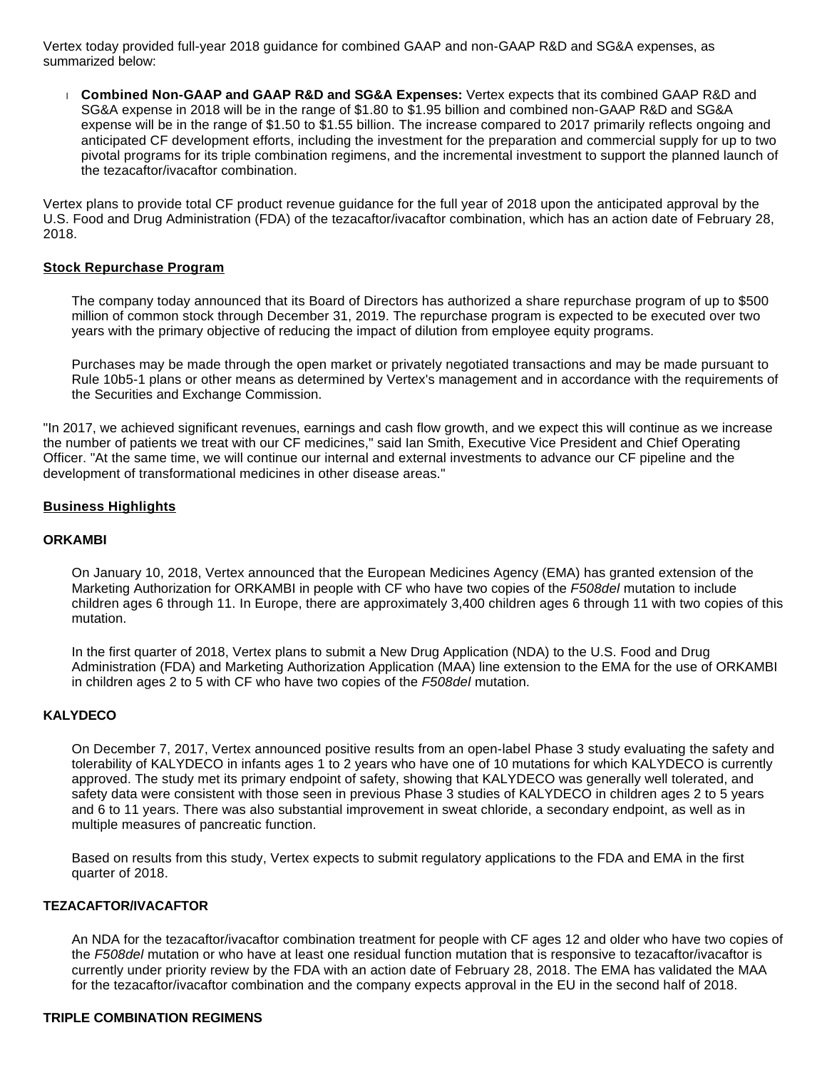Vertex today provided full-year 2018 guidance for combined GAAP and non-GAAP R&D and SG&A expenses, as summarized below:

- **Combined Non-GAAP and GAAP R&D and SG&A Expenses:** Vertex expects that its combined GAAP R&D and SG&A expense in 2018 will be in the range of $1.80 to $1.95 billion and combined non-GAAP R&D and SG&A expense will be in the range of $1.50 to $1.55 billion. The increase compared to 2017 primarily reflects ongoing and anticipated CF development efforts, including the investment for the preparation and commercial supply for up to two pivotal programs for its triple combination regimens, and the incremental investment to support the planned launch of the tezacaftor/ivacaftor combination.

Vertex plans to provide total CF product revenue guidance for the full year of 2018 upon the anticipated approval by the U.S. Food and Drug Administration (FDA) of the tezacaftor/ivacaftor combination, which has an action date of February 28, 2018.

**Stock Repurchase Program**

The company today announced that its Board of Directors has authorized a share repurchase program of up to $500 million of common stock through December 31, 2019. The repurchase program is expected to be executed over two years with the primary objective of reducing the impact of dilution from employee equity programs.

Purchases may be made through the open market or privately negotiated transactions and may be made pursuant to Rule 10b5-1 plans or other means as determined by Vertex's management and in accordance with the requirements of the Securities and Exchange Commission.

"In 2017, we achieved significant revenues, earnings and cash flow growth, and we expect this will continue as we increase the number of patients we treat with our CF medicines," said Ian Smith, Executive Vice President and Chief Operating Officer. "At the same time, we will continue our internal and external investments to advance our CF pipeline and the development of transformational medicines in other disease areas."

**Business Highlights**

**ORKAMBI**

On January 10, 2018, Vertex announced that the European Medicines Agency (EMA) has granted extension of the Marketing Authorization for ORKAMBI in people with CF who have two copies of the *F508del* mutation to include children ages 6 through 11. In Europe, there are approximately 3,400 children ages 6 through 11 with two copies of this mutation.

In the first quarter of 2018, Vertex plans to submit a New Drug Application (NDA) to the U.S. Food and Drug Administration (FDA) and Marketing Authorization Application (MAA) line extension to the EMA for the use of ORKAMBI in children ages 2 to 5 with CF who have two copies of the *F508del* mutation.

**KALYDECO**

On December 7, 2017, Vertex announced positive results from an open-label Phase 3 study evaluating the safety and tolerability of KALYDECO in infants ages 1 to 2 years who have one of 10 mutations for which KALYDECO is currently approved. The study met its primary endpoint of safety, showing that KALYDECO was generally well tolerated, and safety data were consistent with those seen in previous Phase 3 studies of KALYDECO in children ages 2 to 5 years and 6 to 11 years. There was also substantial improvement in sweat chloride, a secondary endpoint, as well as in multiple measures of pancreatic function.

Based on results from this study, Vertex expects to submit regulatory applications to the FDA and EMA in the first quarter of 2018.

**TEZACAFTOR/IVACAFTOR**

An NDA for the tezacaftor/ivacaftor combination treatment for people with CF ages 12 and older who have two copies of the *F508del* mutation or who have at least one residual function mutation that is responsive to tezacaftor/ivacaftor is currently under priority review by the FDA with an action date of February 28, 2018. The EMA has validated the MAA for the tezacaftor/ivacaftor combination and the company expects approval in the EU in the second half of 2018.

**TRIPLE COMBINATION REGIMENS**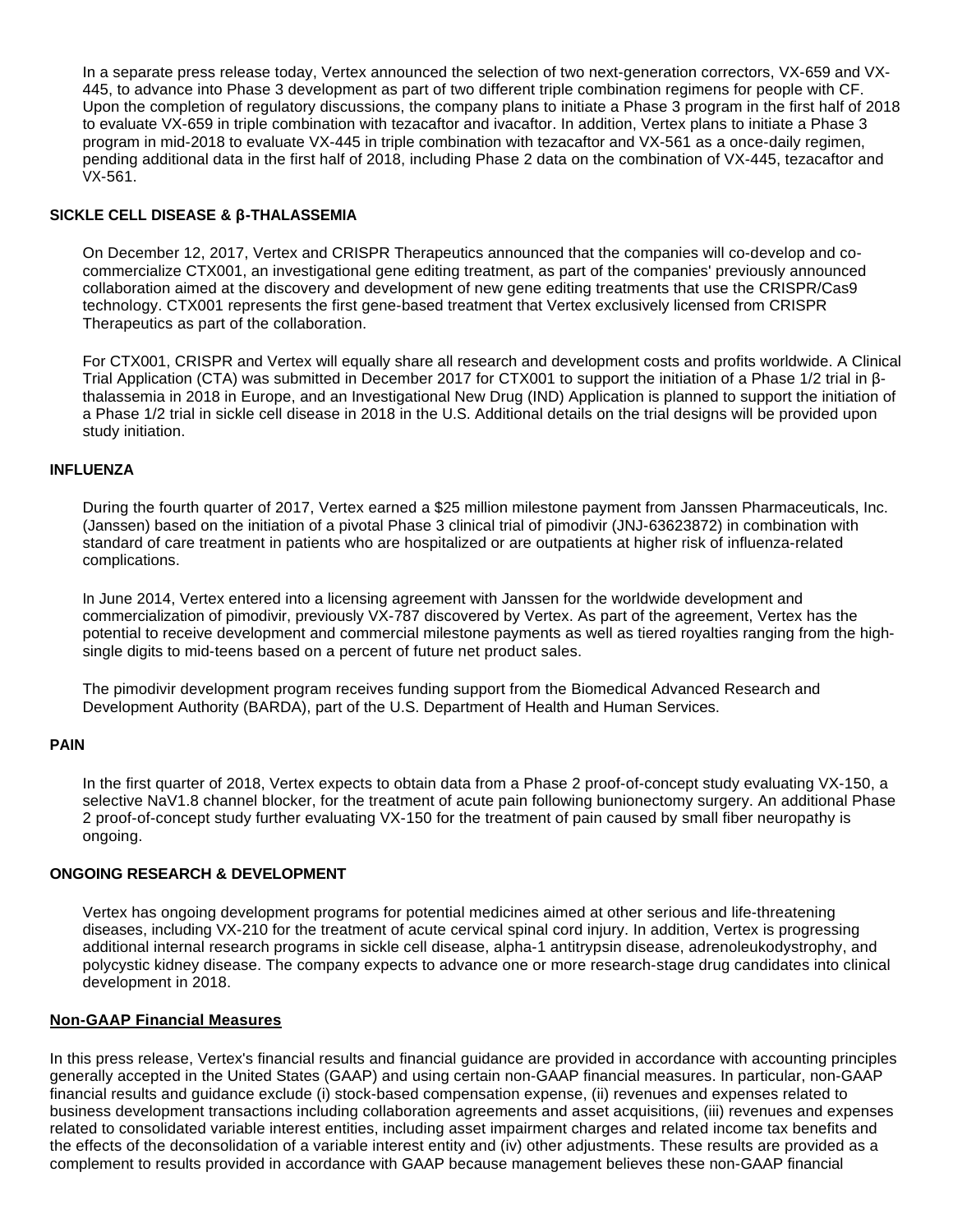In a separate press release today, Vertex announced the selection of two next-generation correctors, VX-659 and VX-445, to advance into Phase 3 development as part of two different triple combination regimens for people with CF. Upon the completion of regulatory discussions, the company plans to initiate a Phase 3 program in the first half of 2018 to evaluate VX-659 in triple combination with tezacaftor and ivacaftor. In addition, Vertex plans to initiate a Phase 3 program in mid-2018 to evaluate VX-445 in triple combination with tezacaftor and VX-561 as a once-daily regimen, pending additional data in the first half of 2018, including Phase 2 data on the combination of VX-445, tezacaftor and VX-561.

### SICKLE CELL DISEASE & β-THALASSEMIA

On December 12, 2017, Vertex and CRISPR Therapeutics announced that the companies will co-develop and co-commercialize CTX001, an investigational gene editing treatment, as part of the companies' previously announced collaboration aimed at the discovery and development of new gene editing treatments that use the CRISPR/Cas9 technology. CTX001 represents the first gene-based treatment that Vertex exclusively licensed from CRISPR Therapeutics as part of the collaboration.

For CTX001, CRISPR and Vertex will equally share all research and development costs and profits worldwide. A Clinical Trial Application (CTA) was submitted in December 2017 for CTX001 to support the initiation of a Phase 1/2 trial in β-thalassemia in 2018 in Europe, and an Investigational New Drug (IND) Application is planned to support the initiation of a Phase 1/2 trial in sickle cell disease in 2018 in the U.S. Additional details on the trial designs will be provided upon study initiation.

### INFLUENZA

During the fourth quarter of 2017, Vertex earned a $25 million milestone payment from Janssen Pharmaceuticals, Inc. (Janssen) based on the initiation of a pivotal Phase 3 clinical trial of pimodivir (JNJ-63623872) in combination with standard of care treatment in patients who are hospitalized or are outpatients at higher risk of influenza-related complications.

In June 2014, Vertex entered into a licensing agreement with Janssen for the worldwide development and commercialization of pimodivir, previously VX-787 discovered by Vertex. As part of the agreement, Vertex has the potential to receive development and commercial milestone payments as well as tiered royalties ranging from the high-single digits to mid-teens based on a percent of future net product sales.

The pimodivir development program receives funding support from the Biomedical Advanced Research and Development Authority (BARDA), part of the U.S. Department of Health and Human Services.

### PAIN

In the first quarter of 2018, Vertex expects to obtain data from a Phase 2 proof-of-concept study evaluating VX-150, a selective NaV1.8 channel blocker, for the treatment of acute pain following bunionectomy surgery. An additional Phase 2 proof-of-concept study further evaluating VX-150 for the treatment of pain caused by small fiber neuropathy is ongoing.

### ONGOING RESEARCH & DEVELOPMENT

Vertex has ongoing development programs for potential medicines aimed at other serious and life-threatening diseases, including VX-210 for the treatment of acute cervical spinal cord injury. In addition, Vertex is progressing additional internal research programs in sickle cell disease, alpha-1 antitrypsin disease, adrenoleukodystrophy, and polycystic kidney disease. The company expects to advance one or more research-stage drug candidates into clinical development in 2018.

## Non-GAAP Financial Measures

In this press release, Vertex's financial results and financial guidance are provided in accordance with accounting principles generally accepted in the United States (GAAP) and using certain non-GAAP financial measures. In particular, non-GAAP financial results and guidance exclude (i) stock-based compensation expense, (ii) revenues and expenses related to business development transactions including collaboration agreements and asset acquisitions, (iii) revenues and expenses related to consolidated variable interest entities, including asset impairment charges and related income tax benefits and the effects of the deconsolidation of a variable interest entity and (iv) other adjustments. These results are provided as a complement to results provided in accordance with GAAP because management believes these non-GAAP financial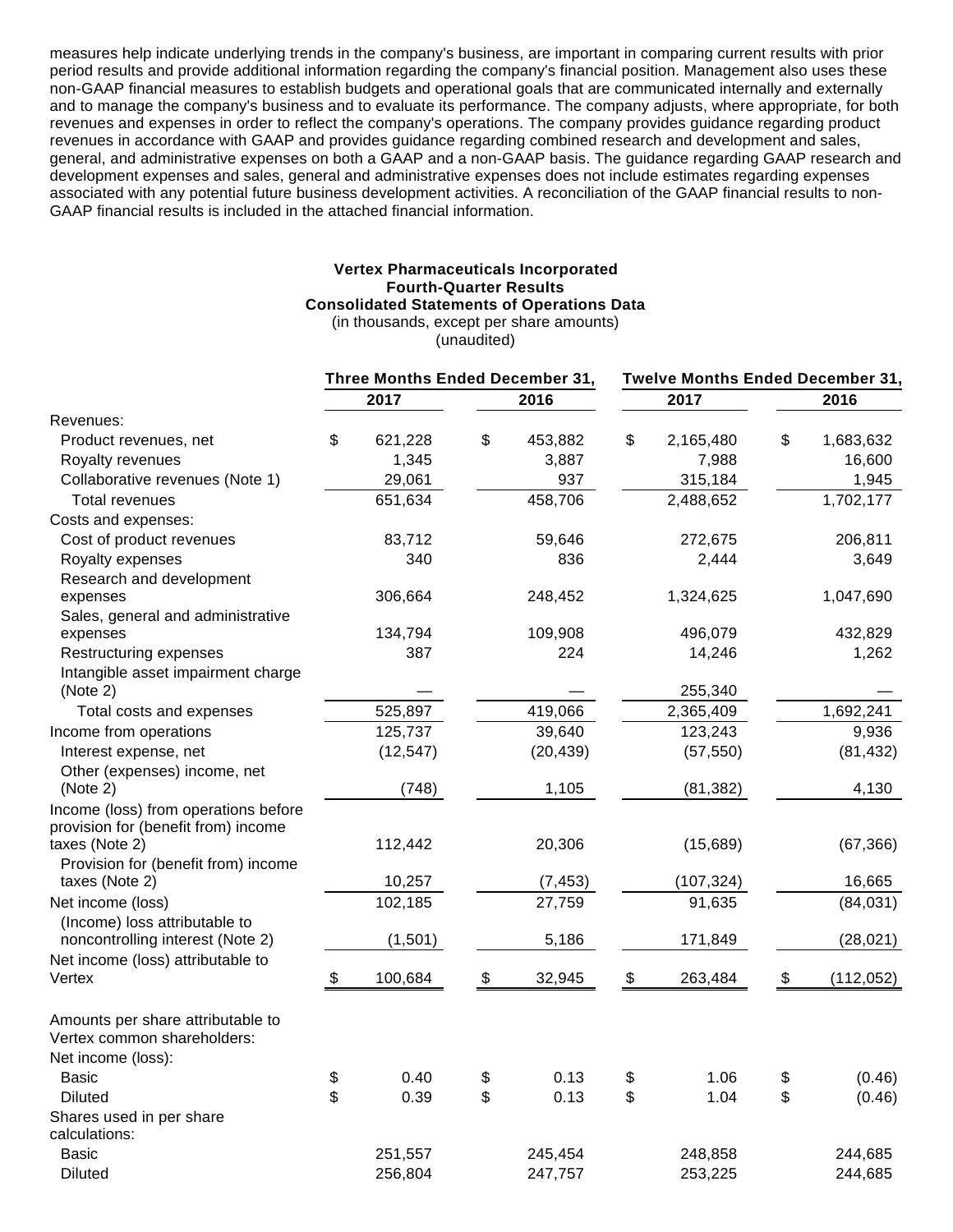measures help indicate underlying trends in the company's business, are important in comparing current results with prior period results and provide additional information regarding the company's financial position. Management also uses these non-GAAP financial measures to establish budgets and operational goals that are communicated internally and externally and to manage the company's business and to evaluate its performance. The company adjusts, where appropriate, for both revenues and expenses in order to reflect the company's operations. The company provides guidance regarding product revenues in accordance with GAAP and provides guidance regarding combined research and development and sales, general, and administrative expenses on both a GAAP and a non-GAAP basis. The guidance regarding GAAP research and development expenses and sales, general and administrative expenses does not include estimates regarding expenses associated with any potential future business development activities. A reconciliation of the GAAP financial results to non-GAAP financial results is included in the attached financial information.

**Vertex Pharmaceuticals Incorporated**
**Fourth-Quarter Results**
**Consolidated Statements of Operations Data**
(in thousands, except per share amounts)
(unaudited)

| | Three Months Ended December 31, | | Twelve Months Ended December 31, | |
|---|---|---|---|---|
| | 2017 | 2016 | 2017 | 2016 |
| Revenues: | | | | |
| Product revenues, net | $ 621,228 | $ 453,882 | $ 2,165,480 | $ 1,683,632 |
| Royalty revenues | 1,345 | 3,887 | 7,988 | 16,600 |
| Collaborative revenues (Note 1) | 29,061 | 937 | 315,184 | 1,945 |
| Total revenues | 651,634 | 458,706 | 2,488,652 | 1,702,177 |
| Costs and expenses: | | | | |
| Cost of product revenues | 83,712 | 59,646 | 272,675 | 206,811 |
| Royalty expenses | 340 | 836 | 2,444 | 3,649 |
| Research and development expenses | 306,664 | 248,452 | 1,324,625 | 1,047,690 |
| Sales, general and administrative expenses | 134,794 | 109,908 | 496,079 | 432,829 |
| Restructuring expenses | 387 | 224 | 14,246 | 1,262 |
| Intangible asset impairment charge (Note 2) | — | — | 255,340 | — |
| Total costs and expenses | 525,897 | 419,066 | 2,365,409 | 1,692,241 |
| Income from operations | 125,737 | 39,640 | 123,243 | 9,936 |
| Interest expense, net | (12,547) | (20,439) | (57,550) | (81,432) |
| Other (expenses) income, net (Note 2) | (748) | 1,105 | (81,382) | 4,130 |
| Income (loss) from operations before provision for (benefit from) income taxes (Note 2) | 112,442 | 20,306 | (15,689) | (67,366) |
| Provision for (benefit from) income taxes (Note 2) | 10,257 | (7,453) | (107,324) | 16,665 |
| Net income (loss) | 102,185 | 27,759 | 91,635 | (84,031) |
| (Income) loss attributable to noncontrolling interest (Note 2) | (1,501) | 5,186 | 171,849 | (28,021) |
| Net income (loss) attributable to Vertex | $ 100,684 | $ 32,945 | $ 263,484 | $ (112,052) |
| | | | | |
| Amounts per share attributable to Vertex common shareholders: | | | | |
| Net income (loss): | | | | |
| Basic | $ 0.40 | $ 0.13 | $ 1.06 | $ (0.46) |
| Diluted | $ 0.39 | $ 0.13 | $ 1.04 | $ (0.46) |
| Shares used in per share calculations: | | | | |
| Basic | 251,557 | 245,454 | 248,858 | 244,685 |
| Diluted | 256,804 | 247,757 | 253,225 | 244,685 |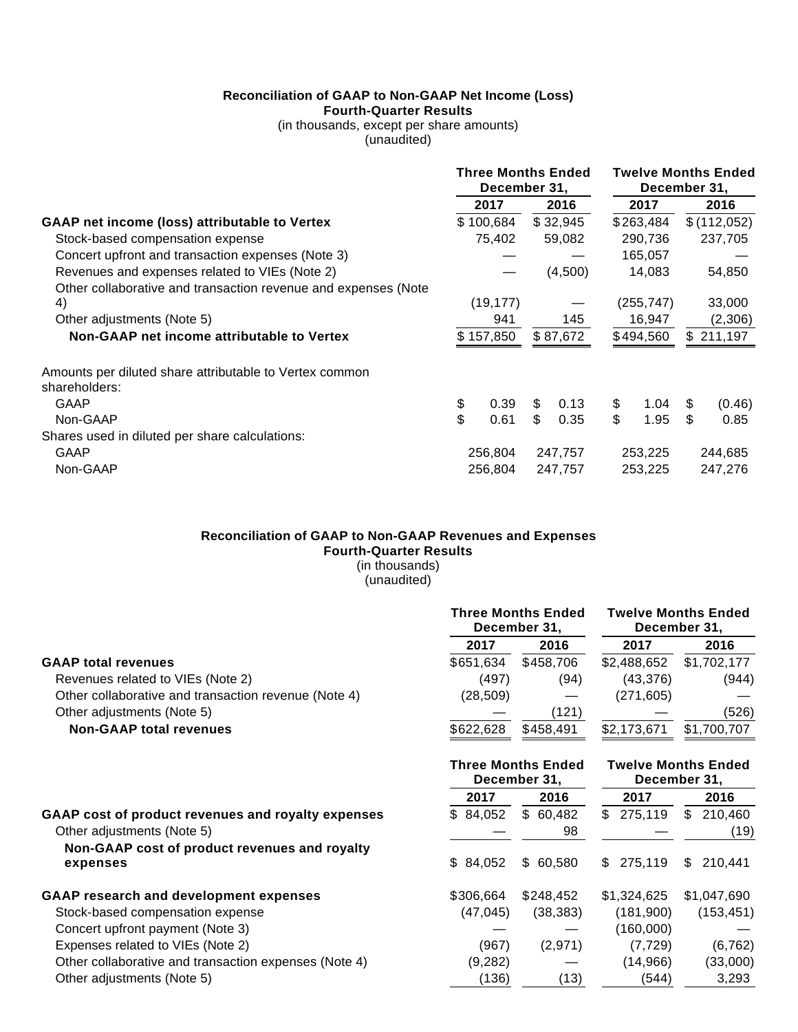**Reconciliation of GAAP to Non-GAAP Net Income (Loss)**
**Fourth-Quarter Results**
(in thousands, except per share amounts)
(unaudited)

| | Three Months Ended December 31, | | Twelve Months Ended December 31, | |
|---|---|---|---|---|
| | 2017 | 2016 | 2017 | 2016 |
| **GAAP net income (loss) attributable to Vertex** | $ 100,684 | $ 32,945 | $ 263,484 | $ (112,052) |
| Stock-based compensation expense | 75,402 | 59,082 | 290,736 | 237,705 |
| Concert upfront and transaction expenses (Note 3) | — | — | 165,057 | — |
| Revenues and expenses related to VIEs (Note 2) | — | (4,500) | 14,083 | 54,850 |
| Other collaborative and transaction revenue and expenses (Note 4) | (19,177) | — | (255,747) | 33,000 |
| Other adjustments (Note 5) | 941 | 145 | 16,947 | (2,306) |
| **Non-GAAP net income attributable to Vertex** | $ 157,850 | $ 87,672 | $ 494,560 | $ 211,197 |
| | | | | |
| Amounts per diluted share attributable to Vertex common shareholders: | | | | |
| GAAP | $ 0.39 | $ 0.13 | $ 1.04 | $ (0.46) |
| Non-GAAP | $ 0.61 | $ 0.35 | $ 1.95 | $ 0.85 |
| Shares used in diluted per share calculations: | | | | |
| GAAP | 256,804 | 247,757 | 253,225 | 244,685 |
| Non-GAAP | 256,804 | 247,757 | 253,225 | 247,276 |

**Reconciliation of GAAP to Non-GAAP Revenues and Expenses**
**Fourth-Quarter Results**
(in thousands)
(unaudited)

| | Three Months Ended December 31, | | Twelve Months Ended December 31, | |
|---|---|---|---|---|
| | 2017 | 2016 | 2017 | 2016 |
| **GAAP total revenues** | $651,634 | $458,706 | $2,488,652 | $1,702,177 |
| Revenues related to VIEs (Note 2) | (497) | (94) | (43,376) | (944) |
| Other collaborative and transaction revenue (Note 4) | (28,509) | — | (271,605) | — |
| Other adjustments (Note 5) | — | (121) | — | (526) |
| **Non-GAAP total revenues** | $622,628 | $458,491 | $2,173,671 | $1,700,707 |

| | Three Months Ended December 31, | | Twelve Months Ended December 31, | |
|---|---|---|---|---|
| | 2017 | 2016 | 2017 | 2016 |
| **GAAP cost of product revenues and royalty expenses** | $ 84,052 | $ 60,482 | $ 275,119 | $ 210,460 |
| Other adjustments (Note 5) | — | 98 | — | (19) |
| **Non-GAAP cost of product revenues and royalty expenses** | $ 84,052 | $ 60,580 | $ 275,119 | $ 210,441 |
| | | | | |
| **GAAP research and development expenses** | $306,664 | $248,452 | $1,324,625 | $1,047,690 |
| Stock-based compensation expense | (47,045) | (38,383) | (181,900) | (153,451) |
| Concert upfront payment (Note 3) | — | — | (160,000) | — |
| Expenses related to VIEs (Note 2) | (967) | (2,971) | (7,729) | (6,762) |
| Other collaborative and transaction expenses (Note 4) | (9,282) | — | (14,966) | (33,000) |
| Other adjustments (Note 5) | (136) | (13) | (544) | 3,293 |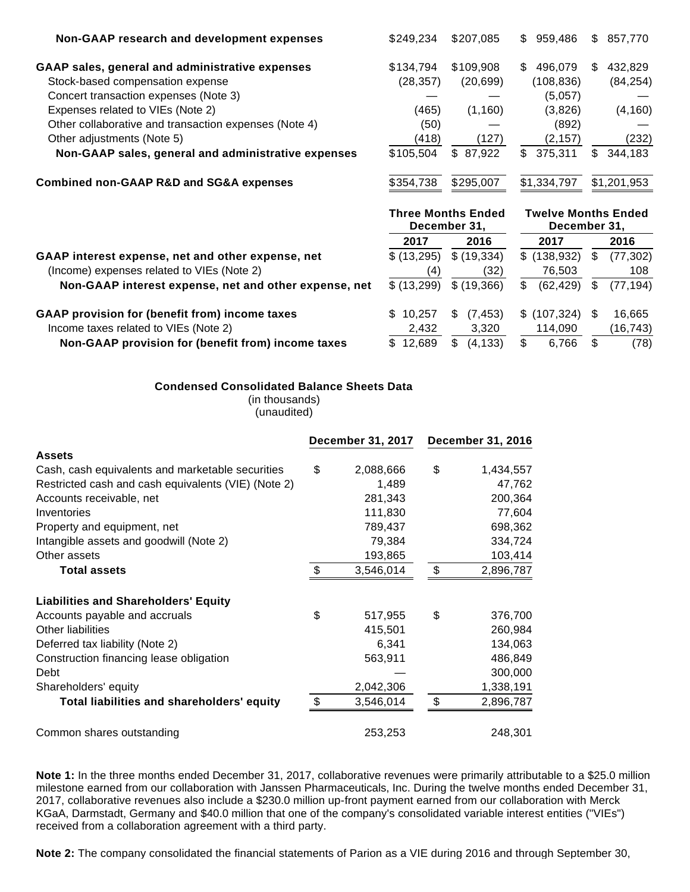| | | | | |
|---|---|---|---|---|
| **Non-GAAP research and development expenses** | $249,234 | $207,085 | $ 959,486 | $ 857,770 |
| **GAAP sales, general and administrative expenses** | $134,794 | $109,908 | $ 496,079 | $ 432,829 |
| Stock-based compensation expense | (28,357) | (20,699) | (108,836) | (84,254) |
| Concert transaction expenses (Note 3) | — | — | (5,057) | — |
| Expenses related to VIEs (Note 2) | (465) | (1,160) | (3,826) | (4,160) |
| Other collaborative and transaction expenses (Note 4) | (50) | — | (892) | — |
| Other adjustments (Note 5) | (418) | (127) | (2,157) | (232) |
| **Non-GAAP sales, general and administrative expenses** | $105,504 | $ 87,922 | $ 375,311 | $ 344,183 |
| **Combined non-GAAP R&D and SG&A expenses** | $354,738 | $295,007 | $1,334,797 | $1,201,953 |

| | Three Months Ended December 31, | | Twelve Months Ended December 31, | |
|---|---|---|---|---|
| | 2017 | 2016 | 2017 | 2016 |
| **GAAP interest expense, net and other expense, net** | $ (13,295) | $ (19,334) | $ (138,932) | $ (77,302) |
| (Income) expenses related to VIEs (Note 2) | (4) | (32) | 76,503 | 108 |
| **Non-GAAP interest expense, net and other expense, net** | $ (13,299) | $ (19,366) | $ (62,429) | $ (77,194) |
| **GAAP provision for (benefit from) income taxes** | $ 10,257 | $ (7,453) | $ (107,324) | $ 16,665 |
| Income taxes related to VIEs (Note 2) | 2,432 | 3,320 | 114,090 | (16,743) |
| **Non-GAAP provision for (benefit from) income taxes** | $ 12,689 | $ (4,133) | $ 6,766 | $ (78) |

**Condensed Consolidated Balance Sheets Data**
(in thousands)
(unaudited)

| | December 31, 2017 | December 31, 2016 |
|---|---|---|
| **Assets** | | |
| Cash, cash equivalents and marketable securities | $ 2,088,666 | $ 1,434,557 |
| Restricted cash and cash equivalents (VIE) (Note 2) | 1,489 | 47,762 |
| Accounts receivable, net | 281,343 | 200,364 |
| Inventories | 111,830 | 77,604 |
| Property and equipment, net | 789,437 | 698,362 |
| Intangible assets and goodwill (Note 2) | 79,384 | 334,724 |
| Other assets | 193,865 | 103,414 |
| **Total assets** | $ 3,546,014 | $ 2,896,787 |
| **Liabilities and Shareholders' Equity** | | |
| Accounts payable and accruals | $ 517,955 | $ 376,700 |
| Other liabilities | 415,501 | 260,984 |
| Deferred tax liability (Note 2) | 6,341 | 134,063 |
| Construction financing lease obligation | 563,911 | 486,849 |
| Debt | — | 300,000 |
| Shareholders' equity | 2,042,306 | 1,338,191 |
| **Total liabilities and shareholders' equity** | $ 3,546,014 | $ 2,896,787 |
| Common shares outstanding | 253,253 | 248,301 |

**Note 1:** In the three months ended December 31, 2017, collaborative revenues were primarily attributable to a $25.0 million milestone earned from our collaboration with Janssen Pharmaceuticals, Inc. During the twelve months ended December 31, 2017, collaborative revenues also include a $230.0 million up-front payment earned from our collaboration with Merck KGaA, Darmstadt, Germany and $40.0 million that one of the company's consolidated variable interest entities ("VIEs") received from a collaboration agreement with a third party.

**Note 2:** The company consolidated the financial statements of Parion as a VIE during 2016 and through September 30,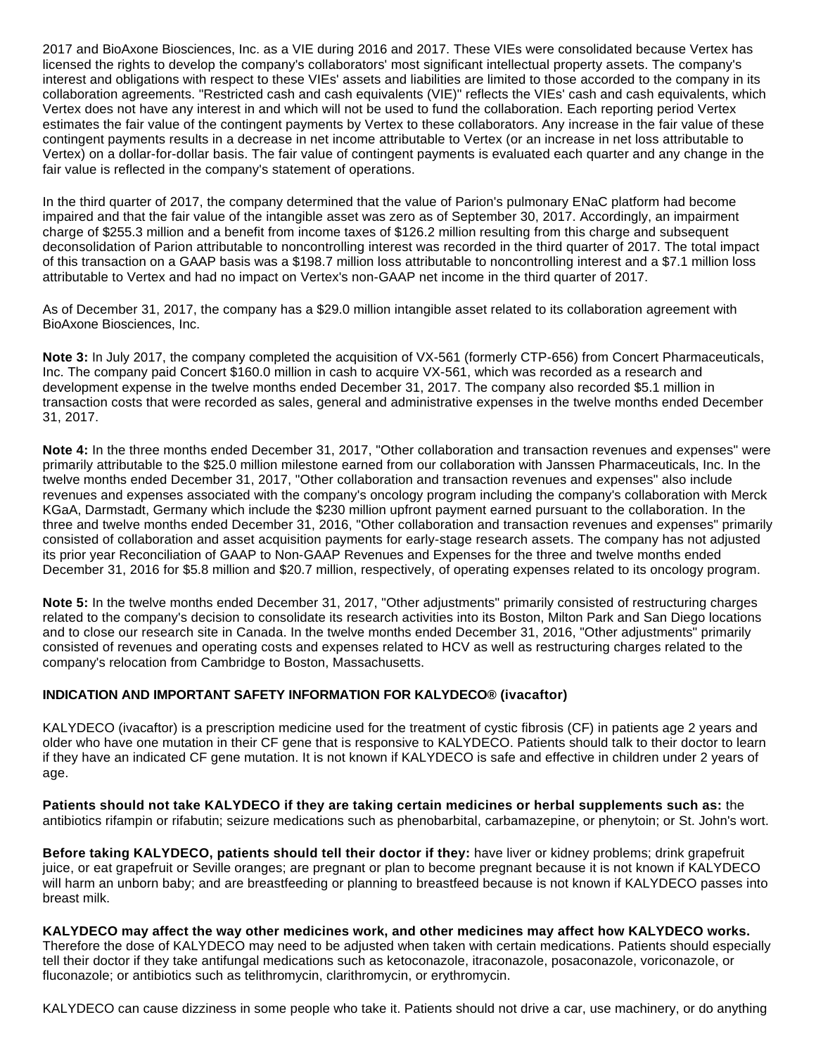2017 and BioAxone Biosciences, Inc. as a VIE during 2016 and 2017. These VIEs were consolidated because Vertex has licensed the rights to develop the company's collaborators' most significant intellectual property assets. The company's interest and obligations with respect to these VIEs' assets and liabilities are limited to those accorded to the company in its collaboration agreements. "Restricted cash and cash equivalents (VIE)" reflects the VIEs' cash and cash equivalents, which Vertex does not have any interest in and which will not be used to fund the collaboration. Each reporting period Vertex estimates the fair value of the contingent payments by Vertex to these collaborators. Any increase in the fair value of these contingent payments results in a decrease in net income attributable to Vertex (or an increase in net loss attributable to Vertex) on a dollar-for-dollar basis. The fair value of contingent payments is evaluated each quarter and any change in the fair value is reflected in the company's statement of operations.

In the third quarter of 2017, the company determined that the value of Parion's pulmonary ENaC platform had become impaired and that the fair value of the intangible asset was zero as of September 30, 2017. Accordingly, an impairment charge of $255.3 million and a benefit from income taxes of $126.2 million resulting from this charge and subsequent deconsolidation of Parion attributable to noncontrolling interest was recorded in the third quarter of 2017. The total impact of this transaction on a GAAP basis was a $198.7 million loss attributable to noncontrolling interest and a $7.1 million loss attributable to Vertex and had no impact on Vertex's non-GAAP net income in the third quarter of 2017.

As of December 31, 2017, the company has a $29.0 million intangible asset related to its collaboration agreement with BioAxone Biosciences, Inc.

**Note 3:** In July 2017, the company completed the acquisition of VX-561 (formerly CTP-656) from Concert Pharmaceuticals, Inc. The company paid Concert $160.0 million in cash to acquire VX-561, which was recorded as a research and development expense in the twelve months ended December 31, 2017. The company also recorded $5.1 million in transaction costs that were recorded as sales, general and administrative expenses in the twelve months ended December 31, 2017.

**Note 4:** In the three months ended December 31, 2017, "Other collaboration and transaction revenues and expenses" were primarily attributable to the $25.0 million milestone earned from our collaboration with Janssen Pharmaceuticals, Inc. In the twelve months ended December 31, 2017, "Other collaboration and transaction revenues and expenses" also include revenues and expenses associated with the company's oncology program including the company's collaboration with Merck KGaA, Darmstadt, Germany which include the $230 million upfront payment earned pursuant to the collaboration. In the three and twelve months ended December 31, 2016, "Other collaboration and transaction revenues and expenses" primarily consisted of collaboration and asset acquisition payments for early-stage research assets. The company has not adjusted its prior year Reconciliation of GAAP to Non-GAAP Revenues and Expenses for the three and twelve months ended December 31, 2016 for $5.8 million and $20.7 million, respectively, of operating expenses related to its oncology program.

**Note 5:** In the twelve months ended December 31, 2017, "Other adjustments" primarily consisted of restructuring charges related to the company's decision to consolidate its research activities into its Boston, Milton Park and San Diego locations and to close our research site in Canada. In the twelve months ended December 31, 2016, "Other adjustments" primarily consisted of revenues and operating costs and expenses related to HCV as well as restructuring charges related to the company's relocation from Cambridge to Boston, Massachusetts.

**INDICATION AND IMPORTANT SAFETY INFORMATION FOR KALYDECO® (ivacaftor)**

KALYDECO (ivacaftor) is a prescription medicine used for the treatment of cystic fibrosis (CF) in patients age 2 years and older who have one mutation in their CF gene that is responsive to KALYDECO. Patients should talk to their doctor to learn if they have an indicated CF gene mutation. It is not known if KALYDECO is safe and effective in children under 2 years of age.

**Patients should not take KALYDECO if they are taking certain medicines or herbal supplements such as:** the antibiotics rifampin or rifabutin; seizure medications such as phenobarbital, carbamazepine, or phenytoin; or St. John's wort.

**Before taking KALYDECO, patients should tell their doctor if they:** have liver or kidney problems; drink grapefruit juice, or eat grapefruit or Seville oranges; are pregnant or plan to become pregnant because it is not known if KALYDECO will harm an unborn baby; and are breastfeeding or planning to breastfeed because is not known if KALYDECO passes into breast milk.

**KALYDECO may affect the way other medicines work, and other medicines may affect how KALYDECO works.** Therefore the dose of KALYDECO may need to be adjusted when taken with certain medications. Patients should especially tell their doctor if they take antifungal medications such as ketoconazole, itraconazole, posaconazole, voriconazole, or fluconazole; or antibiotics such as telithromycin, clarithromycin, or erythromycin.

KALYDECO can cause dizziness in some people who take it. Patients should not drive a car, use machinery, or do anything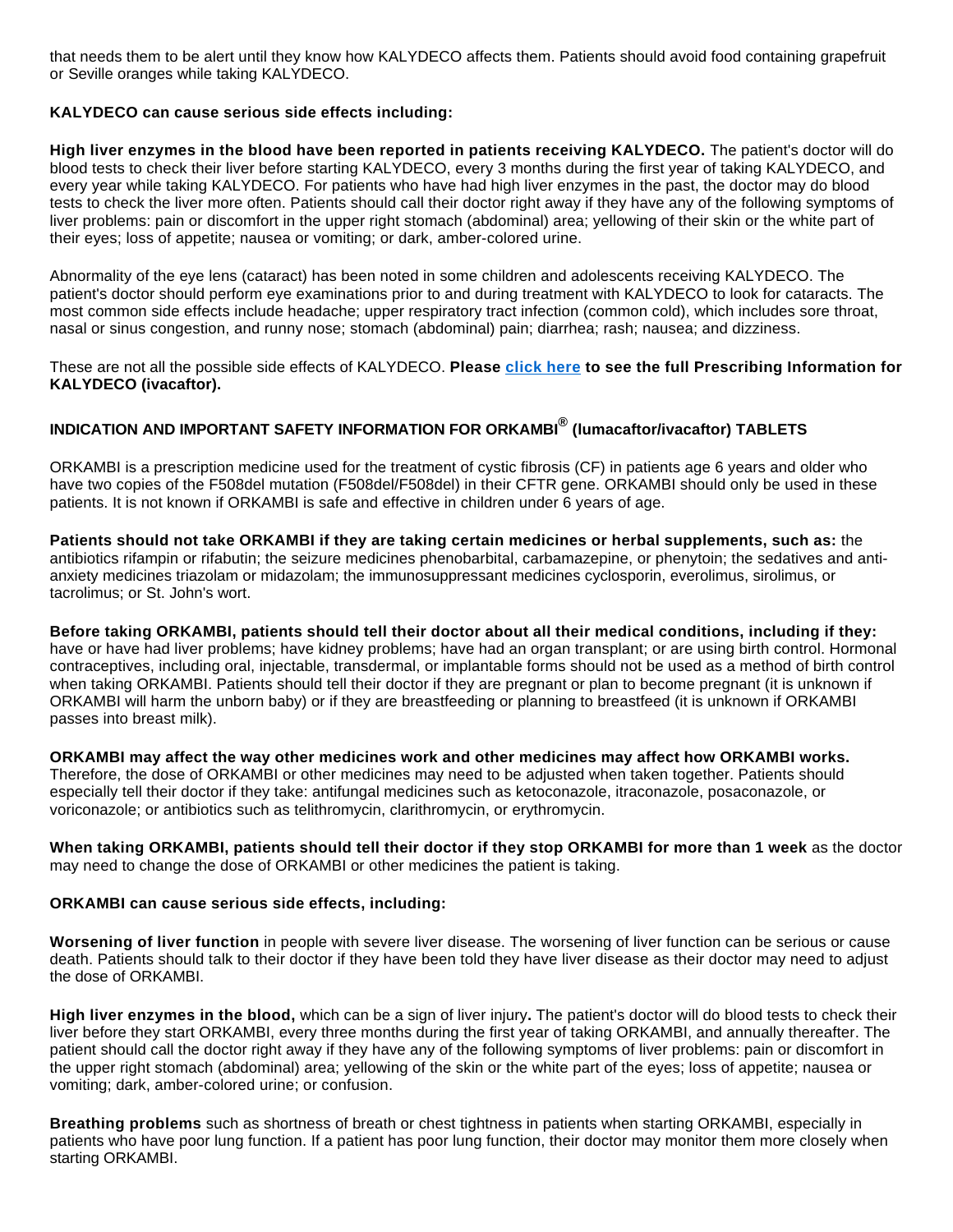that needs them to be alert until they know how KALYDECO affects them. Patients should avoid food containing grapefruit or Seville oranges while taking KALYDECO.

**KALYDECO can cause serious side effects including:**

**High liver enzymes in the blood have been reported in patients receiving KALYDECO.** The patient's doctor will do blood tests to check their liver before starting KALYDECO, every 3 months during the first year of taking KALYDECO, and every year while taking KALYDECO. For patients who have had high liver enzymes in the past, the doctor may do blood tests to check the liver more often. Patients should call their doctor right away if they have any of the following symptoms of liver problems: pain or discomfort in the upper right stomach (abdominal) area; yellowing of their skin or the white part of their eyes; loss of appetite; nausea or vomiting; or dark, amber-colored urine.

Abnormality of the eye lens (cataract) has been noted in some children and adolescents receiving KALYDECO. The patient's doctor should perform eye examinations prior to and during treatment with KALYDECO to look for cataracts. The most common side effects include headache; upper respiratory tract infection (common cold), which includes sore throat, nasal or sinus congestion, and runny nose; stomach (abdominal) pain; diarrhea; rash; nausea; and dizziness.

These are not all the possible side effects of KALYDECO. **Please click here to see the full Prescribing Information for KALYDECO (ivacaftor).**

## INDICATION AND IMPORTANT SAFETY INFORMATION FOR ORKAMBI® (lumacaftor/ivacaftor) TABLETS

ORKAMBI is a prescription medicine used for the treatment of cystic fibrosis (CF) in patients age 6 years and older who have two copies of the F508del mutation (F508del/F508del) in their CFTR gene. ORKAMBI should only be used in these patients. It is not known if ORKAMBI is safe and effective in children under 6 years of age.

**Patients should not take ORKAMBI if they are taking certain medicines or herbal supplements, such as:** the antibiotics rifampin or rifabutin; the seizure medicines phenobarbital, carbamazepine, or phenytoin; the sedatives and anti-anxiety medicines triazolam or midazolam; the immunosuppressant medicines cyclosporin, everolimus, sirolimus, or tacrolimus; or St. John's wort.

**Before taking ORKAMBI, patients should tell their doctor about all their medical conditions, including if they:** have or have had liver problems; have kidney problems; have had an organ transplant; or are using birth control. Hormonal contraceptives, including oral, injectable, transdermal, or implantable forms should not be used as a method of birth control when taking ORKAMBI. Patients should tell their doctor if they are pregnant or plan to become pregnant (it is unknown if ORKAMBI will harm the unborn baby) or if they are breastfeeding or planning to breastfeed (it is unknown if ORKAMBI passes into breast milk).

**ORKAMBI may affect the way other medicines work and other medicines may affect how ORKAMBI works.** Therefore, the dose of ORKAMBI or other medicines may need to be adjusted when taken together. Patients should especially tell their doctor if they take: antifungal medicines such as ketoconazole, itraconazole, posaconazole, or voriconazole; or antibiotics such as telithromycin, clarithromycin, or erythromycin.

**When taking ORKAMBI, patients should tell their doctor if they stop ORKAMBI for more than 1 week** as the doctor may need to change the dose of ORKAMBI or other medicines the patient is taking.

**ORKAMBI can cause serious side effects, including:**

**Worsening of liver function** in people with severe liver disease. The worsening of liver function can be serious or cause death. Patients should talk to their doctor if they have been told they have liver disease as their doctor may need to adjust the dose of ORKAMBI.

**High liver enzymes in the blood,** which can be a sign of liver injury**.** The patient's doctor will do blood tests to check their liver before they start ORKAMBI, every three months during the first year of taking ORKAMBI, and annually thereafter. The patient should call the doctor right away if they have any of the following symptoms of liver problems: pain or discomfort in the upper right stomach (abdominal) area; yellowing of the skin or the white part of the eyes; loss of appetite; nausea or vomiting; dark, amber-colored urine; or confusion.

**Breathing problems** such as shortness of breath or chest tightness in patients when starting ORKAMBI, especially in patients who have poor lung function. If a patient has poor lung function, their doctor may monitor them more closely when starting ORKAMBI.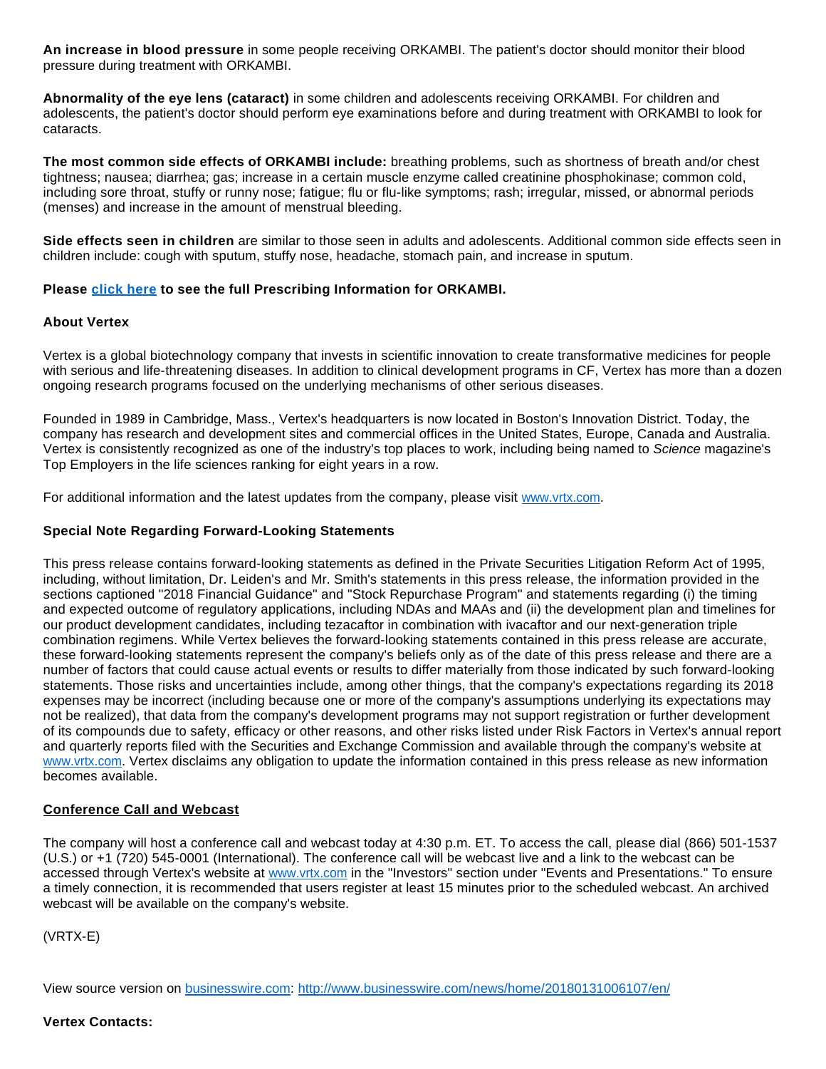**An increase in blood pressure** in some people receiving ORKAMBI. The patient's doctor should monitor their blood pressure during treatment with ORKAMBI.

**Abnormality of the eye lens (cataract)** in some children and adolescents receiving ORKAMBI. For children and adolescents, the patient's doctor should perform eye examinations before and during treatment with ORKAMBI to look for cataracts.

**The most common side effects of ORKAMBI include:** breathing problems, such as shortness of breath and/or chest tightness; nausea; diarrhea; gas; increase in a certain muscle enzyme called creatinine phosphokinase; common cold, including sore throat, stuffy or runny nose; fatigue; flu or flu-like symptoms; rash; irregular, missed, or abnormal periods (menses) and increase in the amount of menstrual bleeding.

**Side effects seen in children** are similar to those seen in adults and adolescents. Additional common side effects seen in children include: cough with sputum, stuffy nose, headache, stomach pain, and increase in sputum.

**Please [click here](#) to see the full Prescribing Information for ORKAMBI.**

**About Vertex**

Vertex is a global biotechnology company that invests in scientific innovation to create transformative medicines for people with serious and life-threatening diseases. In addition to clinical development programs in CF, Vertex has more than a dozen ongoing research programs focused on the underlying mechanisms of other serious diseases.

Founded in 1989 in Cambridge, Mass., Vertex's headquarters is now located in Boston's Innovation District. Today, the company has research and development sites and commercial offices in the United States, Europe, Canada and Australia. Vertex is consistently recognized as one of the industry's top places to work, including being named to *Science* magazine's Top Employers in the life sciences ranking for eight years in a row.

For additional information and the latest updates from the company, please visit [www.vrtx.com](http://www.vrtx.com).

**Special Note Regarding Forward-Looking Statements**

This press release contains forward-looking statements as defined in the Private Securities Litigation Reform Act of 1995, including, without limitation, Dr. Leiden's and Mr. Smith's statements in this press release, the information provided in the sections captioned "2018 Financial Guidance" and "Stock Repurchase Program" and statements regarding (i) the timing and expected outcome of regulatory applications, including NDAs and MAAs and (ii) the development plan and timelines for our product development candidates, including tezacaftor in combination with ivacaftor and our next-generation triple combination regimens. While Vertex believes the forward-looking statements contained in this press release are accurate, these forward-looking statements represent the company's beliefs only as of the date of this press release and there are a number of factors that could cause actual events or results to differ materially from those indicated by such forward-looking statements. Those risks and uncertainties include, among other things, that the company's expectations regarding its 2018 expenses may be incorrect (including because one or more of the company's assumptions underlying its expectations may not be realized), that data from the company's development programs may not support registration or further development of its compounds due to safety, efficacy or other reasons, and other risks listed under Risk Factors in Vertex's annual report and quarterly reports filed with the Securities and Exchange Commission and available through the company's website at [www.vrtx.com](http://www.vrtx.com). Vertex disclaims any obligation to update the information contained in this press release as new information becomes available.

**Conference Call and Webcast**

The company will host a conference call and webcast today at 4:30 p.m. ET. To access the call, please dial (866) 501-1537 (U.S.) or +1 (720) 545-0001 (International). The conference call will be webcast live and a link to the webcast can be accessed through Vertex's website at [www.vrtx.com](http://www.vrtx.com) in the "Investors" section under "Events and Presentations." To ensure a timely connection, it is recommended that users register at least 15 minutes prior to the scheduled webcast. An archived webcast will be available on the company's website.

(VRTX-E)

View source version on [businesswire.com](http://businesswire.com): [http://www.businesswire.com/news/home/20180131006107/en/](http://www.businesswire.com/news/home/20180131006107/en/)

**Vertex Contacts:**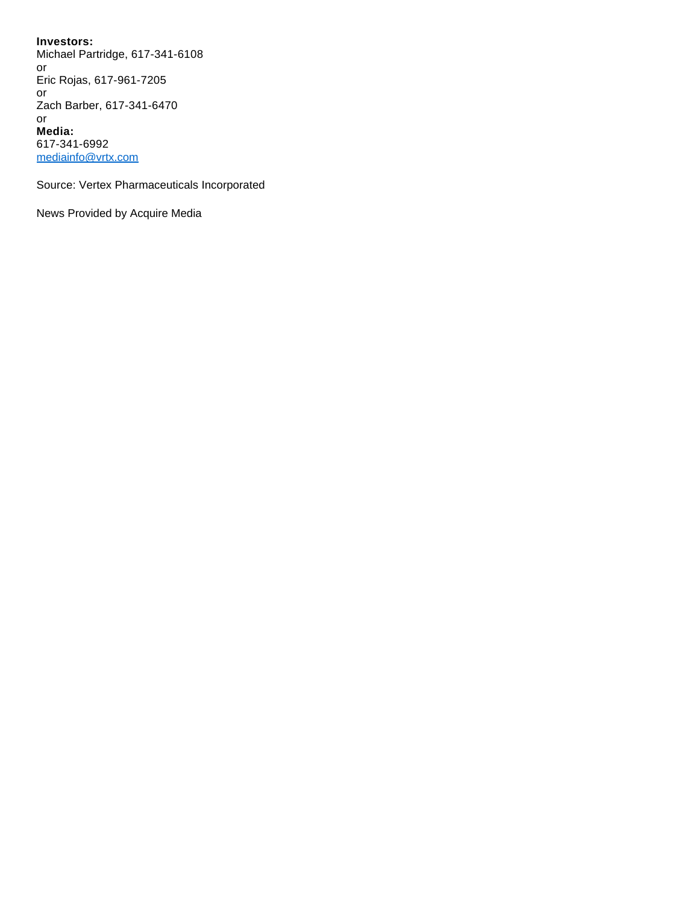**Investors:**
Michael Partridge, 617-341-6108
or
Eric Rojas, 617-961-7205
or
Zach Barber, 617-341-6470
or
**Media:**
617-341-6992
mediainfo@vrtx.com

Source: Vertex Pharmaceuticals Incorporated

News Provided by Acquire Media